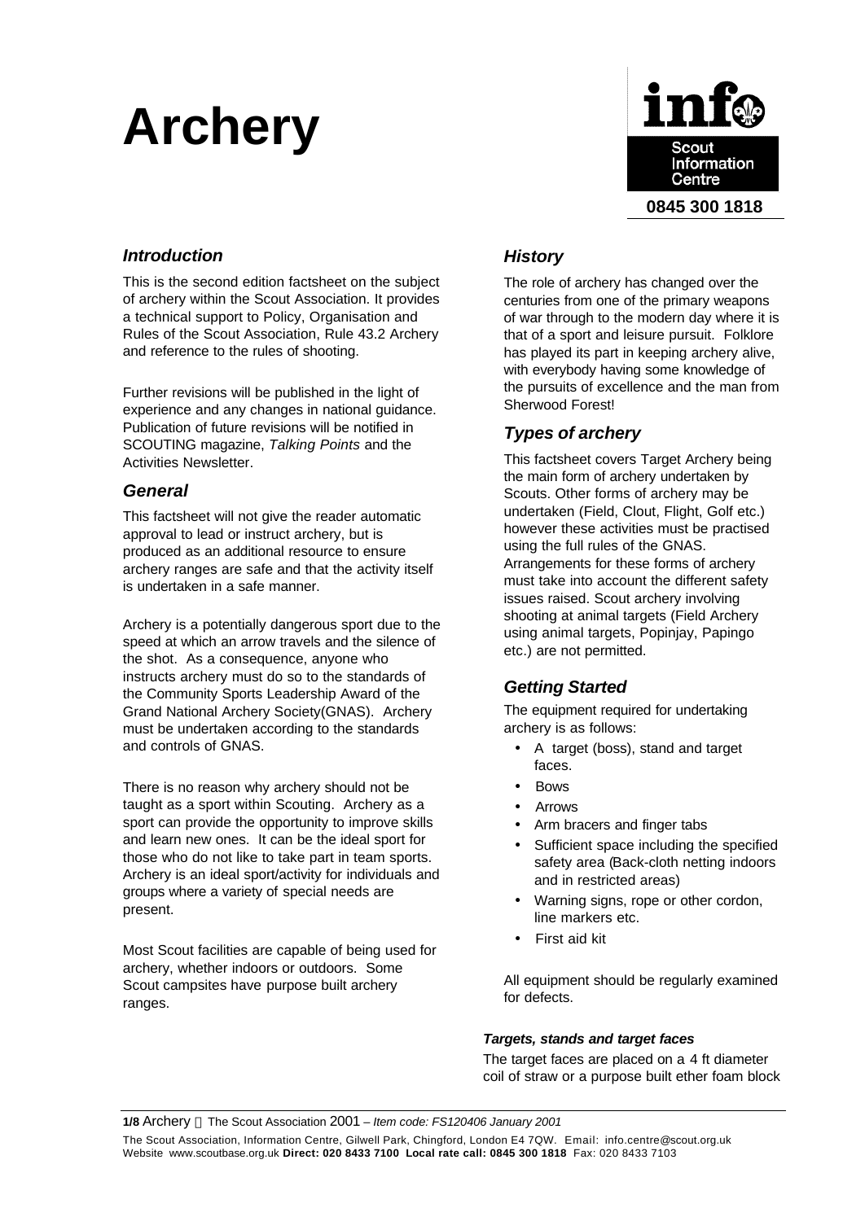# Archery

**info**
Scout Information Centre
**0845 300 1818**

### *Introduction*

This is the second edition factsheet on the subject of archery within the Scout Association. It provides a technical support to Policy, Organisation and Rules of the Scout Association, Rule 43.2 Archery and reference to the rules of shooting.

Further revisions will be published in the light of experience and any changes in national guidance. Publication of future revisions will be notified in SCOUTING magazine, *Talking Points* and the Activities Newsletter.

### *General*

This factsheet will not give the reader automatic approval to lead or instruct archery, but is produced as an additional resource to ensure archery ranges are safe and that the activity itself is undertaken in a safe manner.

Archery is a potentially dangerous sport due to the speed at which an arrow travels and the silence of the shot. As a consequence, anyone who instructs archery must do so to the standards of the Community Sports Leadership Award of the Grand National Archery Society(GNAS). Archery must be undertaken according to the standards and controls of GNAS.

There is no reason why archery should not be taught as a sport within Scouting. Archery as a sport can provide the opportunity to improve skills and learn new ones. It can be the ideal sport for those who do not like to take part in team sports. Archery is an ideal sport/activity for individuals and groups where a variety of special needs are present.

Most Scout facilities are capable of being used for archery, whether indoors or outdoors. Some Scout campsites have purpose built archery ranges.

### *History*

The role of archery has changed over the centuries from one of the primary weapons of war through to the modern day where it is that of a sport and leisure pursuit. Folklore has played its part in keeping archery alive, with everybody having some knowledge of the pursuits of excellence and the man from Sherwood Forest!

### *Types of archery*

This factsheet covers Target Archery being the main form of archery undertaken by Scouts. Other forms of archery may be undertaken (Field, Clout, Flight, Golf etc.) however these activities must be practised using the full rules of the GNAS. Arrangements for these forms of archery must take into account the different safety issues raised. Scout archery involving shooting at animal targets (Field Archery using animal targets, Popinjay, Papingo etc.) are not permitted.

### *Getting Started*

The equipment required for undertaking archery is as follows:

- A target (boss), stand and target faces.
- Bows
- Arrows
- Arm bracers and finger tabs
- Sufficient space including the specified safety area (Back-cloth netting indoors and in restricted areas)
- Warning signs, rope or other cordon, line markers etc.
- First aid kit

All equipment should be regularly examined for defects.

#### ***Targets, stands and target faces***

The target faces are placed on a 4 ft diameter coil of straw or a purpose built ether foam block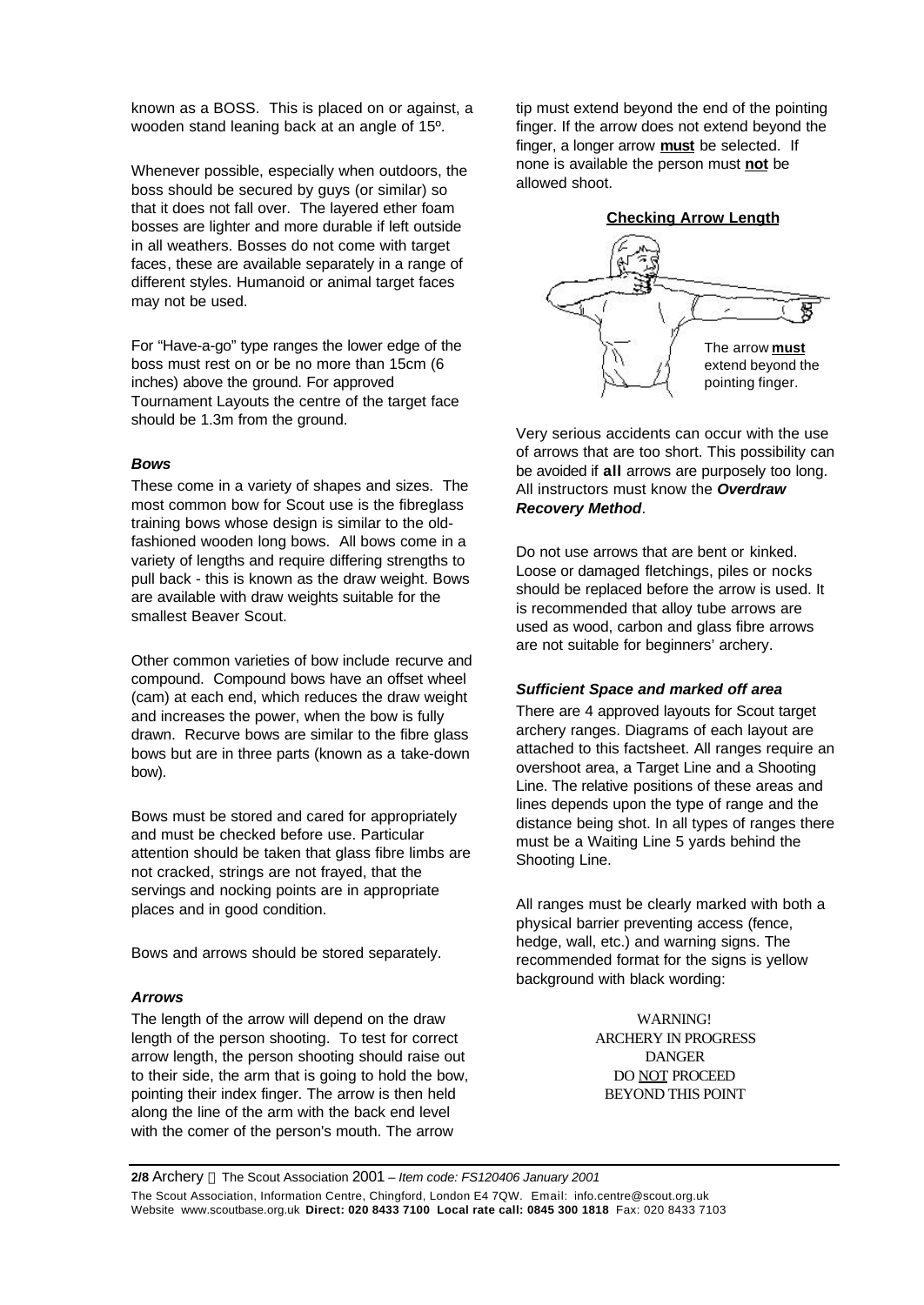known as a BOSS. This is placed on or against, a wooden stand leaning back at an angle of 15º.

Whenever possible, especially when outdoors, the boss should be secured by guys (or similar) so that it does not fall over. The layered ether foam bosses are lighter and more durable if left outside in all weathers. Bosses do not come with target faces, these are available separately in a range of different styles. Humanoid or animal target faces may not be used.

For "Have-a-go" type ranges the lower edge of the boss must rest on or be no more than 15cm (6 inches) above the ground. For approved Tournament Layouts the centre of the target face should be 1.3m from the ground.

### *Bows*

These come in a variety of shapes and sizes. The most common bow for Scout use is the fibreglass training bows whose design is similar to the old-fashioned wooden long bows. All bows come in a variety of lengths and require differing strengths to pull back - this is known as the draw weight. Bows are available with draw weights suitable for the smallest Beaver Scout.

Other common varieties of bow include recurve and compound. Compound bows have an offset wheel (cam) at each end, which reduces the draw weight and increases the power, when the bow is fully drawn. Recurve bows are similar to the fibre glass bows but are in three parts (known as a take-down bow).

Bows must be stored and cared for appropriately and must be checked before use. Particular attention should be taken that glass fibre limbs are not cracked, strings are not frayed, that the servings and nocking points are in appropriate places and in good condition.

Bows and arrows should be stored separately.

### *Arrows*

The length of the arrow will depend on the draw length of the person shooting. To test for correct arrow length, the person shooting should raise out to their side, the arm that is going to hold the bow, pointing their index finger. The arrow is then held along the line of the arm with the back end level with the comer of the person's mouth. The arrow tip must extend beyond the end of the pointing finger. If the arrow does not extend beyond the finger, a longer arrow **must** be selected. If none is available the person must **not** be allowed shoot.

**Checking Arrow Length**

The arrow **must** extend beyond the pointing finger.

Very serious accidents can occur with the use of arrows that are too short. This possibility can be avoided if **all** arrows are purposely too long. All instructors must know the ***Overdraw Recovery Method***.

Do not use arrows that are bent or kinked. Loose or damaged fletchings, piles or nocks should be replaced before the arrow is used. It is recommended that alloy tube arrows are used as wood, carbon and glass fibre arrows are not suitable for beginners' archery.

### *Sufficient Space and marked off area*

There are 4 approved layouts for Scout target archery ranges. Diagrams of each layout are attached to this factsheet. All ranges require an overshoot area, a Target Line and a Shooting Line. The relative positions of these areas and lines depends upon the type of range and the distance being shot. In all types of ranges there must be a Waiting Line 5 yards behind the Shooting Line.

All ranges must be clearly marked with both a physical barrier preventing access (fence, hedge, wall, etc.) and warning signs. The recommended format for the signs is yellow background with black wording:

WARNING!
ARCHERY IN PROGRESS
DANGER
DO NOT PROCEED
BEYOND THIS POINT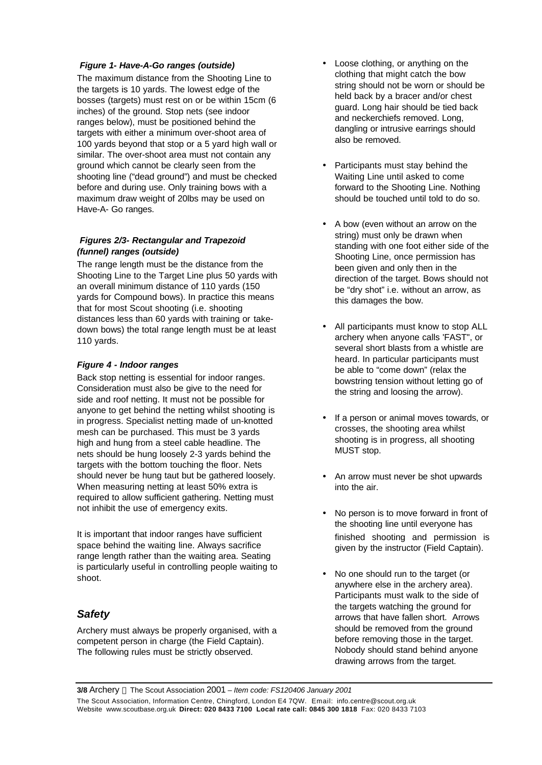***Figure 1- Have-A-Go ranges (outside)***

The maximum distance from the Shooting Line to the targets is 10 yards. The lowest edge of the bosses (targets) must rest on or be within 15cm (6 inches) of the ground. Stop nets (see indoor ranges below), must be positioned behind the targets with either a minimum over-shoot area of 100 yards beyond that stop or a 5 yard high wall or similar. The over-shoot area must not contain any ground which cannot be clearly seen from the shooting line ("dead ground") and must be checked before and during use. Only training bows with a maximum draw weight of 20lbs may be used on Have-A- Go ranges.

***Figures 2/3- Rectangular and Trapezoid (funnel) ranges (outside)***

The range length must be the distance from the Shooting Line to the Target Line plus 50 yards with an overall minimum distance of 110 yards (150 yards for Compound bows). In practice this means that for most Scout shooting (i.e. shooting distances less than 60 yards with training or take-down bows) the total range length must be at least 110 yards.

***Figure 4 - Indoor ranges***

Back stop netting is essential for indoor ranges. Consideration must also be give to the need for side and roof netting. It must not be possible for anyone to get behind the netting whilst shooting is in progress. Specialist netting made of un-knotted mesh can be purchased. This must be 3 yards high and hung from a steel cable headline. The nets should be hung loosely 2-3 yards behind the targets with the bottom touching the floor. Nets should never be hung taut but be gathered loosely. When measuring netting at least 50% extra is required to allow sufficient gathering. Netting must not inhibit the use of emergency exits.

It is important that indoor ranges have sufficient space behind the waiting line. Always sacrifice range length rather than the waiting area. Seating is particularly useful in controlling people waiting to shoot.

## *Safety*

Archery must always be properly organised, with a competent person in charge (the Field Captain). The following rules must be strictly observed.

- Loose clothing, or anything on the clothing that might catch the bow string should not be worn or should be held back by a bracer and/or chest guard. Long hair should be tied back and neckerchiefs removed. Long, dangling or intrusive earrings should also be removed.
- Participants must stay behind the Waiting Line until asked to come forward to the Shooting Line. Nothing should be touched until told to do so.
- A bow (even without an arrow on the string) must only be drawn when standing with one foot either side of the Shooting Line, once permission has been given and only then in the direction of the target. Bows should not be "dry shot" i.e. without an arrow, as this damages the bow.
- All participants must know to stop ALL archery when anyone calls 'FAST", or several short blasts from a whistle are heard. In particular participants must be able to "come down" (relax the bowstring tension without letting go of the string and loosing the arrow).
- If a person or animal moves towards, or crosses, the shooting area whilst shooting is in progress, all shooting MUST stop.
- An arrow must never be shot upwards into the air.
- No person is to move forward in front of the shooting line until everyone has finished shooting and permission is given by the instructor (Field Captain).
- No one should run to the target (or anywhere else in the archery area). Participants must walk to the side of the targets watching the ground for arrows that have fallen short. Arrows should be removed from the ground before removing those in the target. Nobody should stand behind anyone drawing arrows from the target.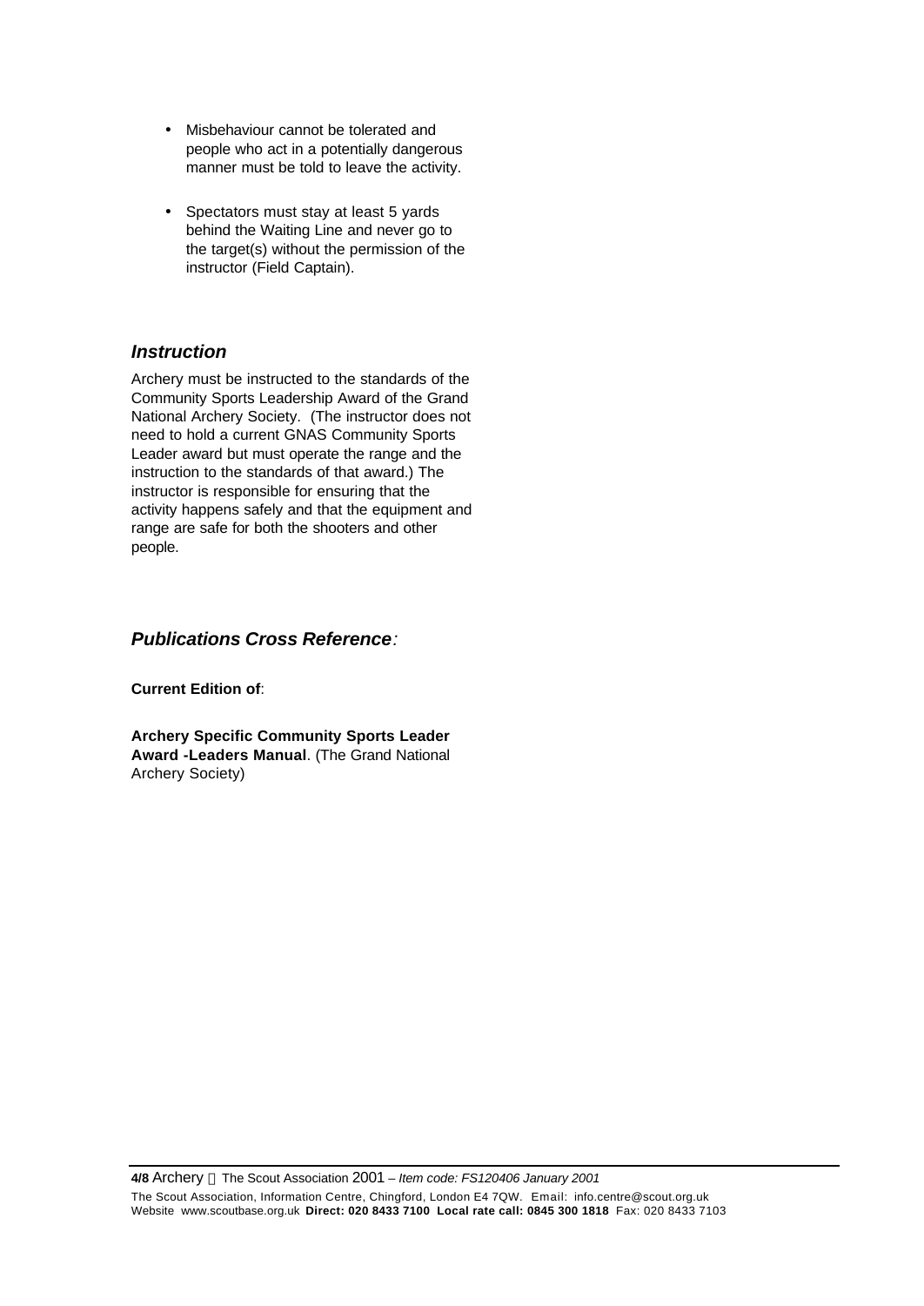- Misbehaviour cannot be tolerated and people who act in a potentially dangerous manner must be told to leave the activity.

- Spectators must stay at least 5 yards behind the Waiting Line and never go to the target(s) without the permission of the instructor (Field Captain).

### *Instruction*

Archery must be instructed to the standards of the Community Sports Leadership Award of the Grand National Archery Society. (The instructor does not need to hold a current GNAS Community Sports Leader award but must operate the range and the instruction to the standards of that award.) The instructor is responsible for ensuring that the activity happens safely and that the equipment and range are safe for both the shooters and other people.

### *Publications Cross Reference:*

**Current Edition of**:

**Archery Specific Community Sports Leader Award -Leaders Manual**. (The Grand National Archery Society)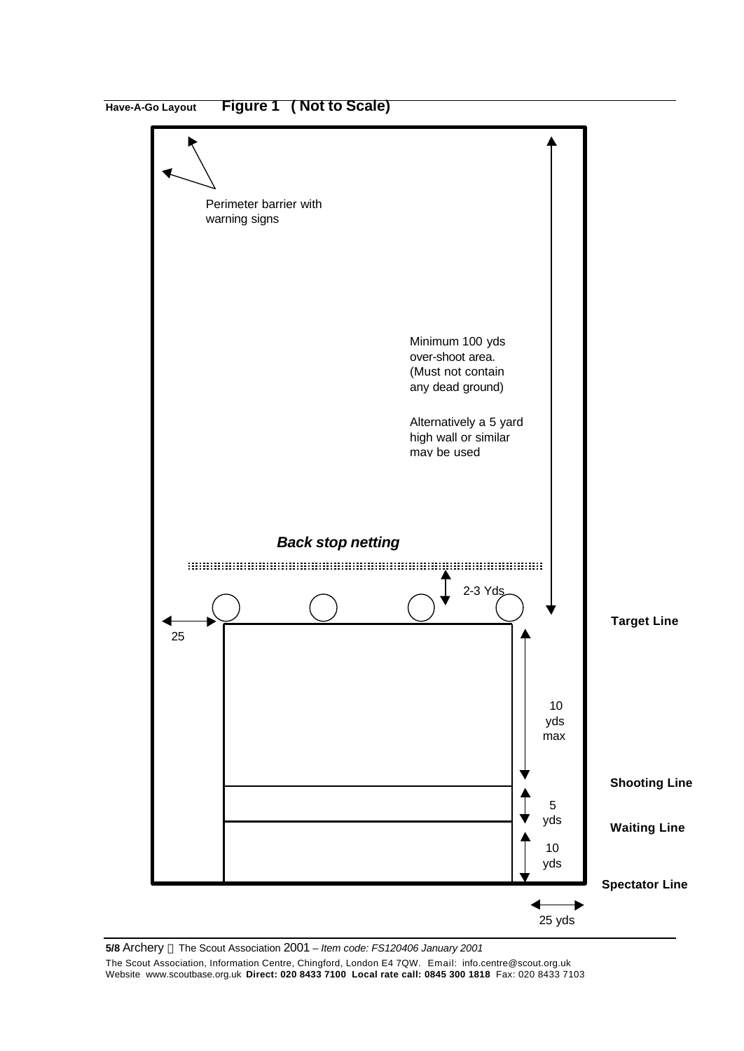**Have-A-Go Layout** **Figure 1 ( Not to Scale)**

Perimeter barrier with warning signs

Minimum 100 yds over-shoot area. (Must not contain any dead ground)

Alternatively a 5 yard high wall or similar may be used

***Back stop netting***

2-3 Yds

25

**Target Line**

10 yds max

**Shooting Line**

5 yds

**Waiting Line**

10 yds

**Spectator Line**

25 yds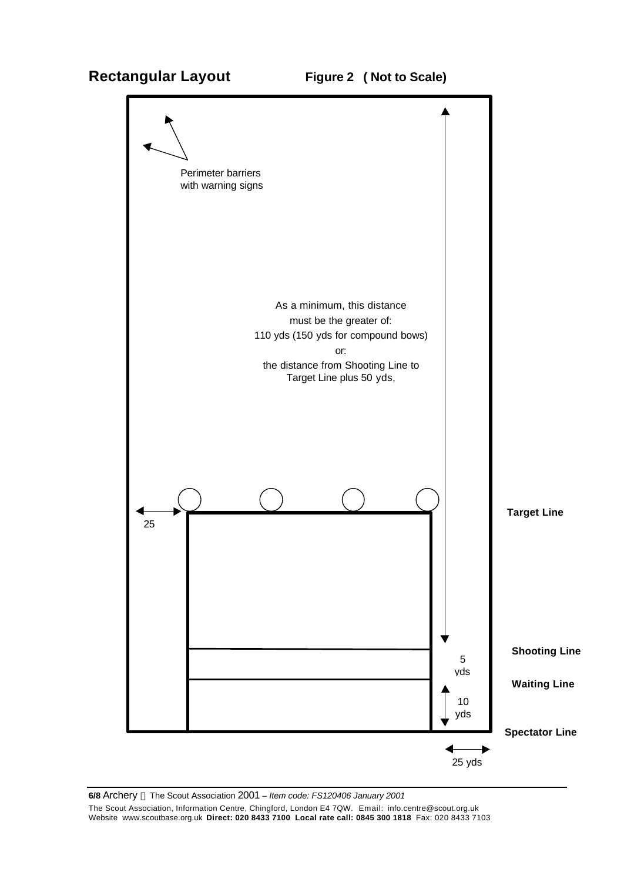## Rectangular Layout

**Figure 2 ( Not to Scale)**

Perimeter barriers with warning signs

As a minimum, this distance must be the greater of:
110 yds (150 yds for compound bows)
or:
the distance from Shooting Line to Target Line plus 50 yds,

25

**Target Line**

**Shooting Line**

5 yds

**Waiting Line**

10 yds

**Spectator Line**

25 yds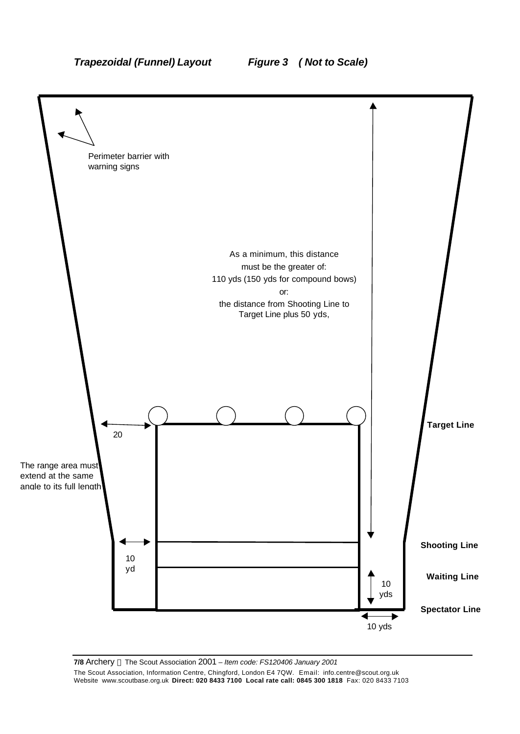***Trapezoidal (Funnel) Layout*** ***Figure 3 ( Not to Scale)***

Perimeter barrier with warning signs

As a minimum, this distance must be the greater of:
110 yds (150 yds for compound bows)
or:
the distance from Shooting Line to Target Line plus 50 yds,

20

**Target Line**

The range area must extend at the same angle to its full length

10 yd

**Shooting Line**

**Waiting Line**

10 yds

**Spectator Line**

10 yds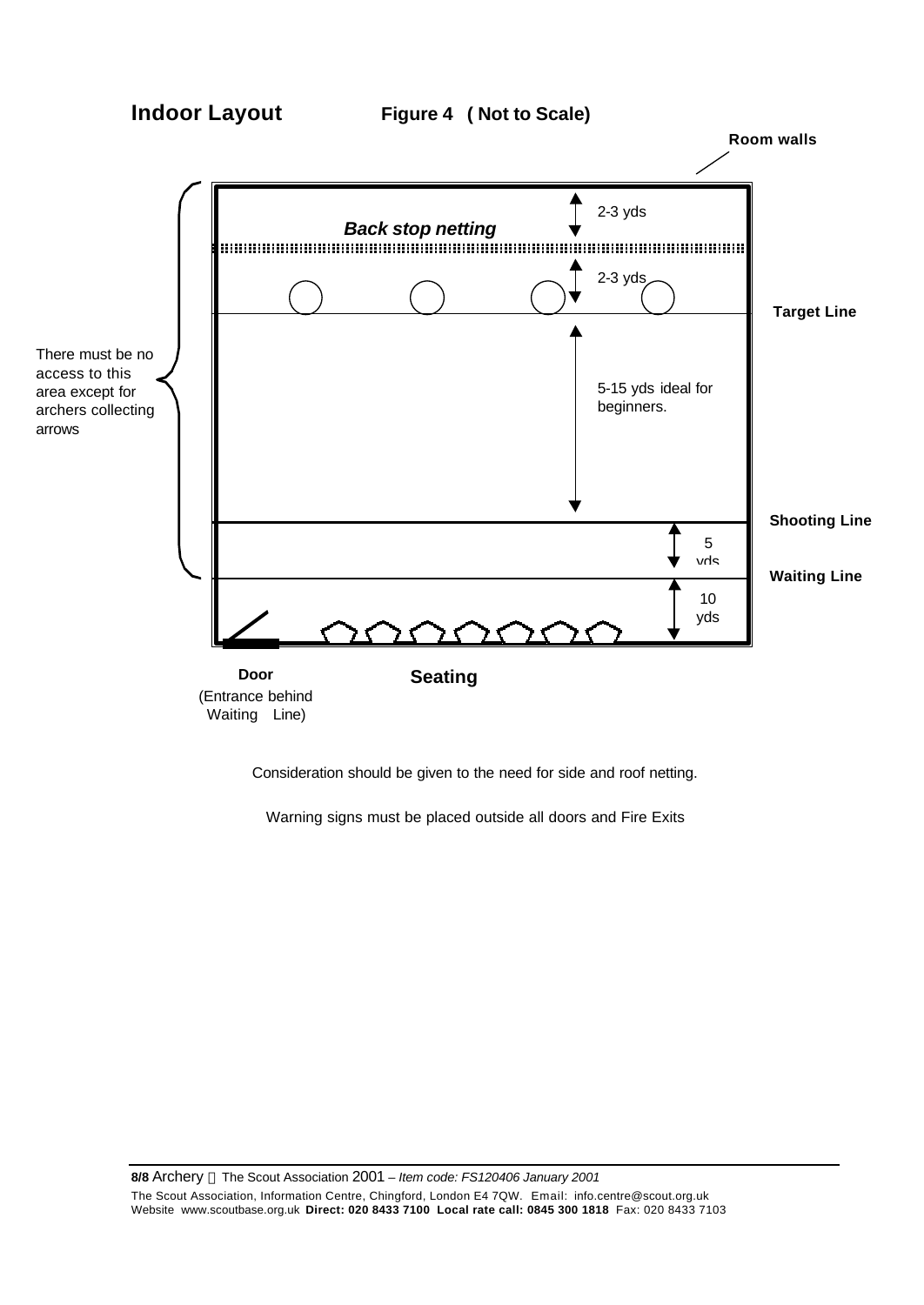# Indoor Layout

**Figure 4 ( Not to Scale)**

**Room walls**

2-3 yds

***Back stop netting***

2-3 yds

**Target Line**

There must be no access to this area except for archers collecting arrows

5-15 yds ideal for beginners.

**Shooting Line**

5 yds

**Waiting Line**

10 yds

**Door**

(Entrance behind Waiting Line)

**Seating**

Consideration should be given to the need for side and roof netting.

Warning signs must be placed outside all doors and Fire Exits